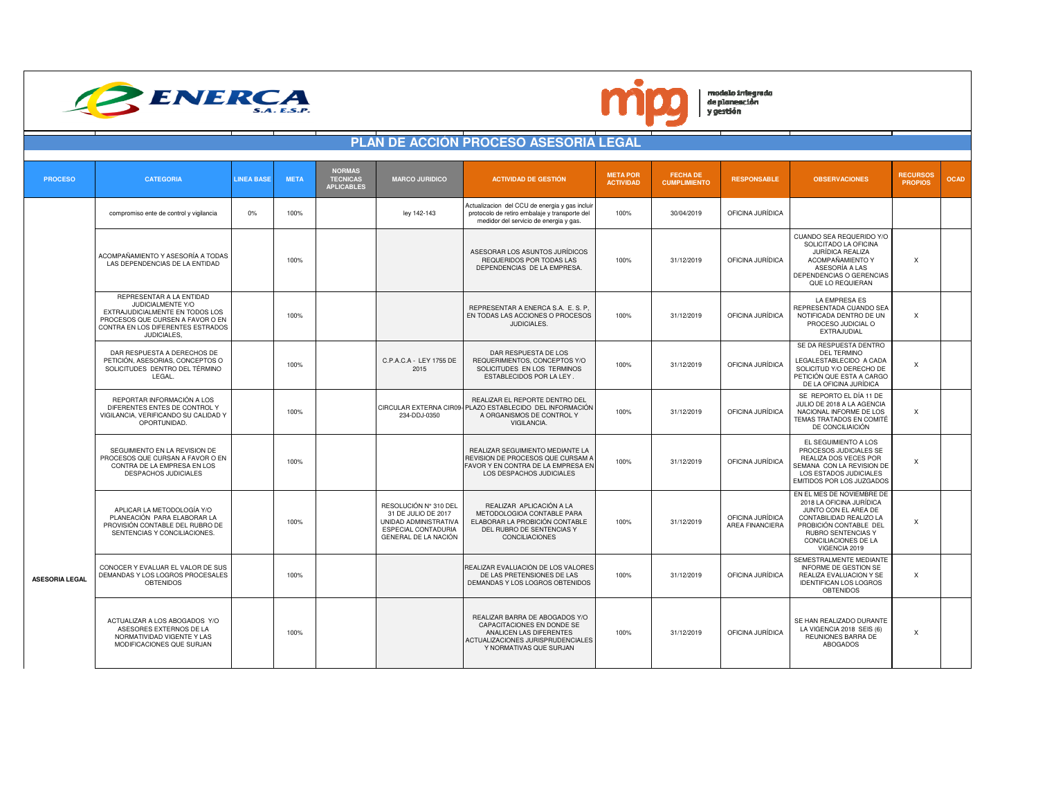ENERCA S.A. E.S.P.

mipg modelo integrado de planeación y gestión

# PLAN DE ACCIÓN PROCESO ASESORIA LEGAL

| PROCESO | CATEGORIA | LINEA BASE | META | NORMAS TECNICAS APLICABLES | MARCO JURIDICO | ACTIVIDAD DE GESTIÓN | META POR ACTIVIDAD | FECHA DE CUMPLIMIENTO | RESPONSABLE | OBSERVACIONES | RECURSOS PROPIOS | OCAD |
|---|---|---|---|---|---|---|---|---|---|---|---|---|
| ASESORIA LEGAL | compromiso ente de control y vigilancia | 0% | 100% | | ley 142-143 | Actualizacion del CCU de energia y gas incluir protocolo de retiro embalaje y transporte del medidor del servicio de energia y gas. | 100% | 30/04/2019 | OFICINA JURÍDICA | | | |
| | ACOMPAÑAMIENTO Y ASESORÍA A TODAS LAS DEPENDENCIAS DE LA ENTIDAD | | 100% | | | ASESORAR LOS ASUNTOS JURÍDICOS REQUERIDOS POR TODAS LAS DEPENDENCIAS DE LA EMPRESA. | 100% | 31/12/2019 | OFICINA JURÍDICA | CUANDO SEA REQUERIDO Y/O SOLICITADO LA OFICINA JURÍDICA REALIZA ACOMPAÑAMIENTO Y ASESORÍA A LAS DEPENDENCIAS O GERENCIAS QUE LO REQUIERAN | X | |
| | REPRESENTAR A LA ENTIDAD JUDICIALMENTE Y/O EXTRAJUDICIALMENTE EN TODOS LOS PROCESOS QUE CURSEN A FAVOR O EN CONTRA EN LOS DIFERENTES ESTRADOS JUDICIALES. | | 100% | | | REPRESENTAR A ENERCA S.A. E. S. P, EN TODAS LAS ACCIONES O PROCESOS JUDICIALES. | 100% | 31/12/2019 | OFICINA JURÍDICA | LA EMPRESA ES REPRESENTADA CUANDO SEA NOTIFICADA DENTRO DE UN PROCESO JUDICIAL O EXTRAJUDIAL | X | |
| | DAR RESPUESTA A DERECHOS DE PETICIÓN, ASESORIAS, CONCEPTOS O SOLICITUDES DENTRO DEL TÉRMINO LEGAL. | | 100% | | C.P.A.C.A - LEY 1755 DE 2015 | DAR RESPUESTA DE LOS REQUERIMIENTOS, CONCEPTOS Y/O SOLICITUDES EN LOS TERMINOS ESTABLECIDOS POR LA LEY . | 100% | 31/12/2019 | OFICINA JURÍDICA | SE DA RESPUESTA DENTRO DEL TERMINO LEGALESTABLECIDO A CADA SOLICITUD Y/O DERECHO DE PETICIÓN QUE ESTA A CARGO DE LA OFICINA JURÍDICA | X | |
| | REPORTAR INFORMACIÓN A LOS DIFERENTES ENTES DE CONTROL Y VIGILANCIA, VERIFICANDO SU CALIDAD Y OPORTUNIDAD. | | 100% | | CIRCULAR EXTERNA CIR09-234-DDJ-0350 | REALIZAR EL REPORTE DENTRO DEL PLAZO ESTABLECIDO DEL INFORMACIÓN A ORGANISMOS DE CONTROL Y VIGILANCIA. | 100% | 31/12/2019 | OFICINA JURÍDICA | SE REPORTO EL DÍA 11 DE JULIO DE 2018 A LA AGENCIA NACIONAL INFORME DE LOS TEMAS TRATADOS EN COMITÉ DE CONCILIAICIÓN | X | |
| | SEGUIMIENTO EN LA REVISION DE PROCESOS QUE CURSAN A FAVOR O EN CONTRA DE LA EMPRESA EN LOS DESPACHOS JUDICIALES | | 100% | | | REALIZAR SEGUIMIENTO MEDIANTE LA REVISION DE PROCESOS QUE CURSAM A FAVOR Y EN CONTRA DE LA EMPRESA EN LOS DESPACHOS JUDICIALES | 100% | 31/12/2019 | OFICINA JURÍDICA | EL SEGUIMIENTO A LOS PROCESOS JUDICIALES SE REALIZA DOS VECES POR SEMANA CON LA REVISION DE LOS ESTADOS JUDICIALES EMITIDOS POR LOS JUZGADOS | X | |
| | APLICAR LA METODOLOGÍA Y/O PLANEACIÓN PARA ELABORAR LA PROVISIÓN CONTABLE DEL RUBRO DE SENTENCIAS Y CONCILIACIONES. | | 100% | | RESOLUCIÓN N° 310 DEL 31 DE JULIO DE 2017 UNIDAD ADMINISTRATIVA ESPECIAL CONTADURIA GENERAL DE LA NACIÓN | REALIZAR APLICACIÓN A LA METODOLOGIOA CONTABLE PARA ELABORAR LA PROBICIÓN CONTABLE DEL RUBRO DE SENTENCIAS Y CONCILIACIONES | 100% | 31/12/2019 | OFICINA JURÍDICA AREA FINANCIERA | EN EL MES DE NOVIEMBRE DE 2018 LA OFICINA JURÍDICA JUNTO CON EL AREA DE CONTABILIDAD REALIZO LA PROBICIÓN CONTABLE DEL RUBRO SENTENCIAS Y CONCILIACIONES DE LA VIGENCIA 2019 | X | |
| | CONOCER Y EVALUAR EL VALOR DE SUS DEMANDAS Y LOS LOGROS PROCESALES OBTENIDOS | | 100% | | | REALIZAR EVALUACIÓN DE LOS VALORES DE LAS PRETENSIONES DE LAS DEMANDAS Y LOS LOGROS OBTENIDOS | 100% | 31/12/2019 | OFICINA JURÍDICA | SEMESTRALMENTE MEDIANTE INFORME DE GESTION SE REALIZA EVALUACION Y SE IDENTIFICAN LOS LOGROS OBTENIDOS | X | |
| | ACTUALIZAR A LOS ABOGADOS Y/O ASESORES EXTERNOS DE LA NORMATIVIDAD VIGENTE Y LAS MODIFICACIONES QUE SURJAN | | 100% | | | REALIZAR BARRA DE ABOGADOS Y/O CAPACITACIONES EN DONDE SE ANALICEN LAS DIFERENTES ACTUALIZACIONES JURISPRUDENCIALES Y NORMATIVAS QUE SURJAN | 100% | 31/12/2019 | OFICINA JURÍDICA | SE HAN REALIZADO DURANTE LA VIGENCIA 2018 SEIS (6) REUNIONES BARRA DE ABOGADOS | X | |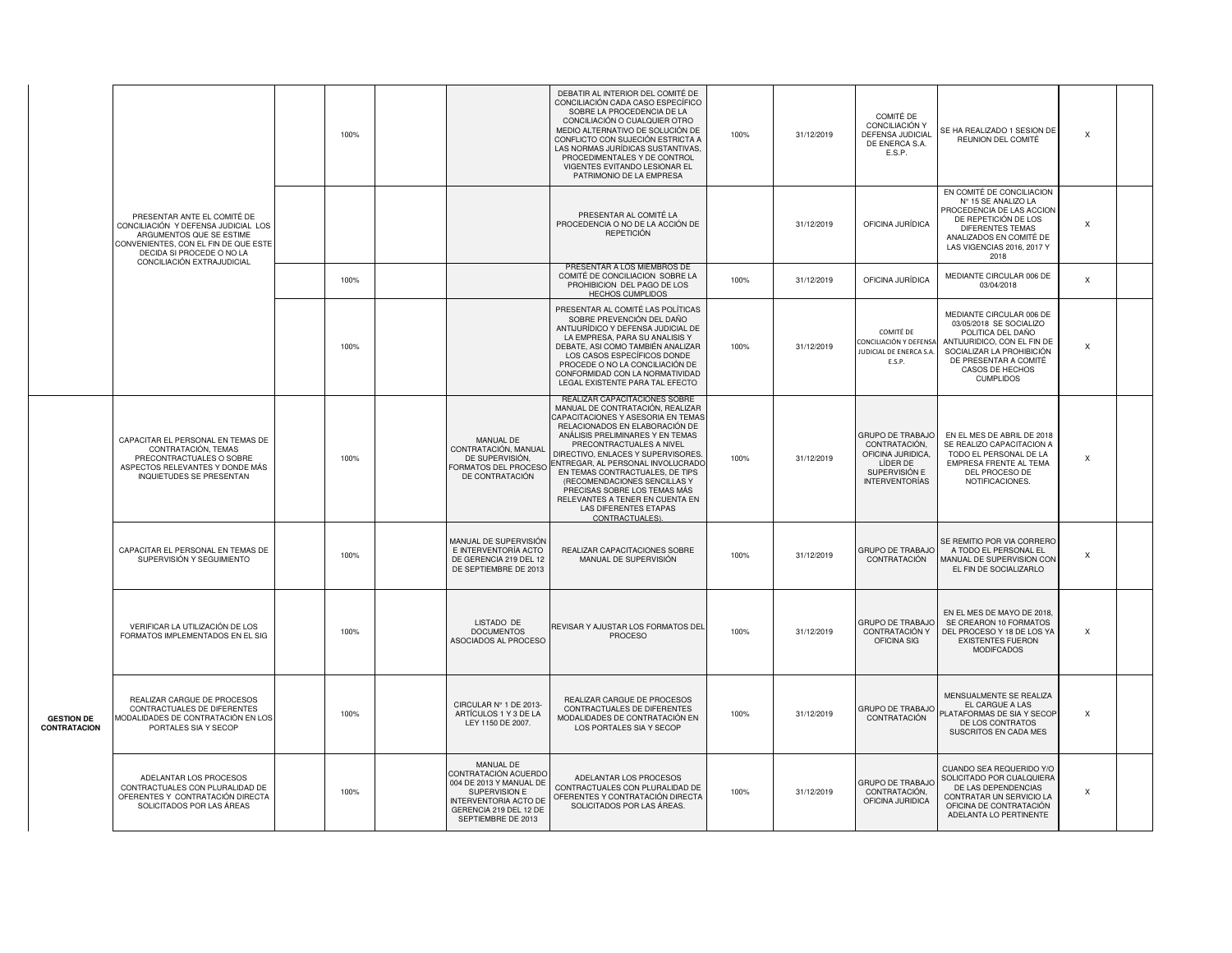| | | | | | | | | | | | | |
|---|---|---|---|---|---|---|---|---|---|---|---|---|
| | PRESENTAR ANTE EL COMITÉ DE CONCILIACIÓN Y DEFENSA JUDICIAL LOS ARGUMENTOS QUE SE ESTIME CONVENIENTES, CON EL FIN DE QUE ESTE DECIDA SI PROCEDE O NO LA CONCILIACIÓN EXTRAJUDICIAL | | 100% | | | DEBATIR AL INTERIOR DEL COMITÉ DE CONCILIACIÓN CADA CASO ESPECÍFICO SOBRE LA PROCEDENCIA DE LA CONCILIACIÓN O CUALQUIER OTRO MEDIO ALTERNATIVO DE SOLUCIÓN DE CONFLICTO CON SUJECIÓN ESTRICTA A LAS NORMAS JURÍDICAS SUSTANTIVAS, PROCEDIMENTALES Y DE CONTROL VIGENTES EVITANDO LESIONAR EL PATRIMONIO DE LA EMPRESA | 100% | 31/12/2019 | COMITÉ DE CONCILIACIÓN Y DEFENSA JUDICIAL DE ENERCA S.A. E.S.P. | SE HA REALIZADO 1 SESION DE REUNION DEL COMITÉ | X | |
| | | | | | | PRESENTAR AL COMITÉ LA PROCEDENCIA O NO DE LA ACCIÓN DE REPETICIÓN | | 31/12/2019 | OFICINA JURÍDICA | EN COMITÉ DE CONCILIACION N° 15 SE ANALIZO LA PROCEDENCIA DE LAS ACCION DE REPETICIÓN DE LOS DIFERENTES TEMAS ANALIZADOS EN COMITÉ DE LAS VIGENCIAS 2016, 2017 Y 2018 | X | |
| | | | 100% | | | PRESENTAR A LOS MIEMBROS DE COMITÉ DE CONCILIACION SOBRE LA PROHIBICION DEL PAGO DE LOS HECHOS CUMPLIDOS | 100% | 31/12/2019 | OFICINA JURÍDICA | MEDIANTE CIRCULAR 006 DE 03/04/2018 | X | |
| | | | 100% | | | PRESENTAR AL COMITÉ LAS POLÍTICAS SOBRE PREVENCIÓN DEL DAÑO ANTIJURÍDICO Y DEFENSA JUDICIAL DE LA EMPRESA, PARA SU ANALISIS Y DEBATE, ASI COMO TAMBIÉN ANALIZAR LOS CASOS ESPECÍFICOS DONDE PROCEDE O NO LA CONCILIACIÓN DE CONFORMIDAD CON LA NORMATIVIDAD LEGAL EXISTENTE PARA TAL EFECTO | 100% | 31/12/2019 | COMITÉ DE CONCILIACIÓN Y DEFENSA JUDICIAL DE ENERCA S.A. E.S.P. | MEDIANTE CIRCULAR 006 DE 03/05/2018 SE SOCIALIZO POLITICA DEL DAÑO ANTIJURIDICO, CON EL FIN DE SOCIALIZAR LA PROHIBICIÓN DE PRESENTAR A COMITÉ CASOS DE HECHOS CUMPLIDOS | X | |
| **GESTION DE CONTRATACION** | CAPACITAR EL PERSONAL EN TEMAS DE CONTRATACIÓN, TEMAS PRECONTRACTUALES O SOBRE ASPECTOS RELEVANTES Y DONDE MÁS INQUIETUDES SE PRESENTAN | | 100% | | MANUAL DE CONTRATACIÓN, MANUAL DE SUPERVISIÓN, FORMATOS DEL PROCESO DE CONTRATACIÓN | REALIZAR CAPACITACIONES SOBRE MANUAL DE CONTRATACIÓN, REALIZAR CAPACITACIONES Y ASESORIA EN TEMAS RELACIONADOS EN ELABORACIÓN DE ANÁLISIS PRELIMINARES Y EN TEMAS PRECONTRACTUALES A NIVEL DIRECTIVO, ENLACES Y SUPERVISORES. ENTREGAR, AL PERSONAL INVOLUCRADO EN TEMAS CONTRACTUALES, DE TIPS (RECOMENDACIONES SENCILLAS Y PRECISAS SOBRE LOS TEMAS MÁS RELEVANTES A TENER EN CUENTA EN LAS DIFERENTES ETAPAS CONTRACTUALES). | 100% | 31/12/2019 | GRUPO DE TRABAJO CONTRATACIÓN, OFICINA JURIDICA, LÍDER DE SUPERVISIÓN E INTERVENTORÍAS | EN EL MES DE ABRIL DE 2018 SE REALIZO CAPACITACION A TODO EL PERSONAL DE LA EMPRESA FRENTE AL TEMA DEL PROCESO DE NOTIFICACIONES. | X | |
| | CAPACITAR EL PERSONAL EN TEMAS DE SUPERVISIÓN Y SEGUIMIENTO | | 100% | | MANUAL DE SUPERVISIÓN E INTERVENTORÍA ACTO DE GERENCIA 219 DEL 12 DE SEPTIEMBRE DE 2013 | REALIZAR CAPACITACIONES SOBRE MANUAL DE SUPERVISIÓN | 100% | 31/12/2019 | GRUPO DE TRABAJO CONTRATACIÓN | SE REMITIO POR VIA CORRERO A TODO EL PERSONAL EL MANUAL DE SUPERVISION CON EL FIN DE SOCIALIZARLO | X | |
| | VERIFICAR LA UTILIZACIÓN DE LOS FORMATOS IMPLEMENTADOS EN EL SIG | | 100% | | LISTADO DE DOCUMENTOS ASOCIADOS AL PROCESO | REVISAR Y AJUSTAR LOS FORMATOS DEL PROCESO | 100% | 31/12/2019 | GRUPO DE TRABAJO CONTRATACIÓN Y OFICINA SIG | EN EL MES DE MAYO DE 2018, SE CREARON 10 FORMATOS DEL PROCESO Y 18 DE LOS YA EXISTENTES FUERON MODIFCADOS | X | |
| | REALIZAR CARGUE DE PROCESOS CONTRACTUALES DE DIFERENTES MODALIDADES DE CONTRATACIÓN EN LOS PORTALES SIA Y SECOP | | 100% | | CIRCULAR N° 1 DE 2013- ARTÍCULOS 1 Y 3 DE LA LEY 1150 DE 2007. | REALIZAR CARGUE DE PROCESOS CONTRACTUALES DE DIFERENTES MODALIDADES DE CONTRATACIÓN EN LOS PORTALES SIA Y SECOP | 100% | 31/12/2019 | GRUPO DE TRABAJO CONTRATACIÓN | MENSUALMENTE SE REALIZA EL CARGUE A LAS PLATAFORMAS DE SIA Y SECOP DE LOS CONTRATOS SUSCRITOS EN CADA MES | X | |
| | ADELANTAR LOS PROCESOS CONTRACTUALES CON PLURALIDAD DE OFERENTES Y CONTRATACIÓN DIRECTA SOLICITADOS POR LAS ÁREAS | | 100% | | MANUAL DE CONTRATACIÓN ACUERDO 004 DE 2013 Y MANUAL DE SUPERVISION E INTERVENTORIA ACTO DE GERENCIA 219 DEL 12 DE SEPTIEMBRE DE 2013 | ADELANTAR LOS PROCESOS CONTRACTUALES CON PLURALIDAD DE OFERENTES Y CONTRATACIÓN DIRECTA SOLICITADOS POR LAS ÁREAS. | 100% | 31/12/2019 | GRUPO DE TRABAJO CONTRATACIÓN, OFICINA JURIDICA | CUANDO SEA REQUERIDO Y/O SOLICITADO POR CUALQUIERA DE LAS DEPENDENCIAS CONTRATAR UN SERVICIO LA OFICINA DE CONTRATACIÓN ADELANTA LO PERTINENTE | X | |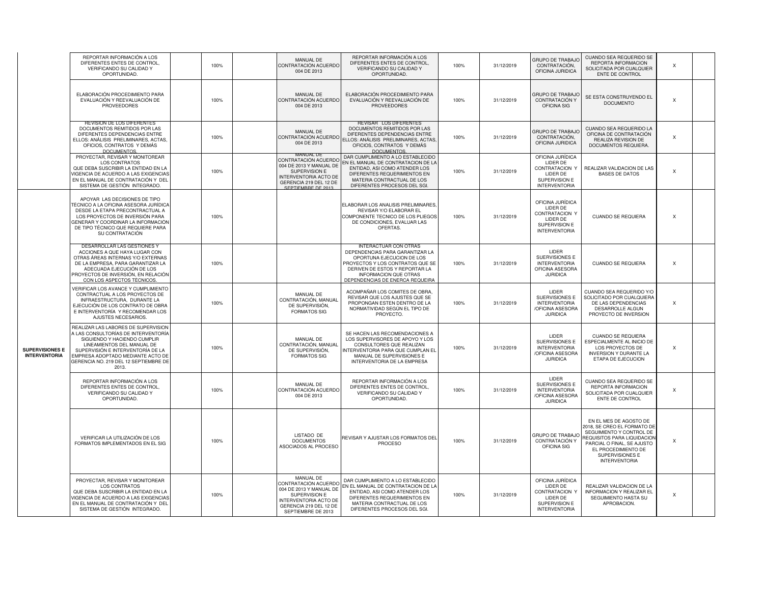| | | | | | | | | | | | | |
|---|---|---|---|---|---|---|---|---|---|---|---|---|
| | REPORTAR INFORMACIÓN A LOS DIFERENTES ENTES DE CONTROL, VERIFICANDO SU CALIDAD Y OPORTUNIDAD. | | 100% | | MANUAL DE CONTRATACIÓN ACUERDO 004 DE 2013 | REPORTAR INFORMACIÓN A LOS DIFERENTES ENTES DE CONTROL, VERIFICANDO SU CALIDAD Y OPORTUNIDAD. | 100% | 31/12/2019 | GRUPO DE TRABAJO CONTRATACIÓN, OFICINA JURIDICA | CUANDO SEA REQUERIDO SE REPORTA INFORMACION SOLICITADA POR CUALQUIER ENTE DE CONTROL | X | |
| | ELABORACIÓN PROCEDIMIENTO PARA EVALUACIÓN Y REEVALUACIÓN DE PROVEEDORES | | 100% | | MANUAL DE CONTRATACIÓN ACUERDO 004 DE 2013 | ELABORACIÓN PROCEDIMIENTO PARA EVALUACIÓN Y REEVALUACIÓN DE PROVEEDORES | 100% | 31/12/2019 | GRUPO DE TRABAJO CONTRATACIÓN Y OFICINA SIG | SE ESTA CONSTRUYENDO EL DOCUMENTO | X | |
| | REVISION DE LOS DIFERENTES DOCUMENTOS REMITIDOS POR LAS DIFERENTES DEPENDENCIAS ENTRE ELLOS: ANÁLISIS PRELIMINARES, ACTAS, OFICIOS, CONTRATOS Y DEMÁS DOCUMENTOS. | | 100% | | MANUAL DE CONTRATACIÓN ACUERDO 004 DE 2013 | REVISAR LOS DIFERENTES DOCUMENTOS REMITIDOS POR LAS DIFERENTES DEPENDENCIAS ENTRE ELLOS: ANÁLISIS PRELIMINARES, ACTAS, OFICIOS, CONTRATOS Y DEMÁS DOCUMENTOS. | 100% | 31/12/2019 | GRUPO DE TRABAJO CONTRATACIÓN, OFICINA JURIDICA | CUANDO SEA REQUERIDO LA OFICINA DE CONTRATACIÓN REALIZA REVISION DE DOCUMENTOS REQUIERA. | X | |
| | PROYECTAR, REVISAR Y MONITOREAR LOS CONTRATOS QUE DEBA SUSCRIBIR LA ENTIDAD EN LA VIGENCIA DE ACUERDO A LAS EXIGENCIAS EN EL MANUAL DE CONTRATACIÓN Y DEL SISTEMA DE GESTIÓN INTEGRADO. | | 100% | | MANUAL DE CONTRATACIÓN ACUERDO 004 DE 2013 Y MANUAL DE SUPERVISION E INTERVENTORIA ACTO DE GERENCIA 219 DEL 12 DE SEPTIEMBRE DE 2013 | DAR CUMPLIMIENTO A LO ESTABLECIDO EN EL MANUAL DE CONTRATACION DE LA ENTIDAD, ASI COMO ATENDER LOS DIFERENTES REQUERIMIENTOS EN MATERIA CONTRACTUAL DE LOS DIFERENTES PROCESOS DEL SGI. | 100% | 31/12/2019 | OFICINA JURÍDICA LIDER DE CONTRATACION Y LIDER DE SUPERVISION E INTERVENTORIA | REALIZAR VALIDACION DE LAS BASES DE DATOS | X | |
| **SUPERVISIONES E INTERVENTORIA** | APOYAR LAS DECISIONES DE TIPO TÉCNICO A LA OFICINA ASESORA JURÍDICA DESDE LA ETAPA PRECONTRACTUAL A LOS PROYECTOS DE INVERSIÓN PARA GENERAR Y COORDINAR LA INFORMACIÓN DE TIPO TÉCNICO QUE REQUIERE PARA SU CONTRATACIÓN | | 100% | | | ELABORAR LOS ANALISIS PRELIMINARES, REVISAR Y/O ELABORAR EL COMPONENTE TECNICO DE LOS PLIEGOS DE CONDICIONES, EVALUAR LAS OFERTAS. | 100% | 31/12/2019 | OFICINA JURÍDICA LIDER DE CONTRATACION Y LIDER DE SUPERVISION E INTERVENTORIA | CUANDO SE REQUIERA | X | |
| | DESARROLLAR LAS GESTIONES Y ACCIONES A QUE HAYA LUGAR CON OTRAS ÁREAS INTERNAS Y/O EXTERNAS DE LA EMPRESA, PARA GARANTIZAR LA ADECUADA EJECUCIÓN DE LOS PROYECTOS DE INVERSIÓN, EN RELACIÓN CON LOS ASPECTOS TÉCNICOS. | | 100% | | | INTERACTUAR CON OTRAS DEPENDENCIAS PARA GARANTIZAR LA OPORTUNA EJECUCION DE LOS PROYECTOS Y LOS CONTRATOS QUE SE DERIVEN DE ESTOS Y REPORTAR LA INFORMACION QUE OTRAS DEPENDENCIAS DE ENERCA REQUEIRA | 100% | 31/12/2019 | LIDER SUERVISIONES E INTERVENTORIA OFICINA ASESORA JURIDICA | CUANDO SE REQUIERA | X | |
| | VERIFICAR LOS AVANCE Y CUMPLIMIENTO CONTRACTUAL A LOS PROYECTOS DE INFRAESTRUCTURA, DURANTE LA EJECUCIÓN DE LOS CONTRATO DE OBRA E INTERVENTORÍA Y RECOMENDAR LOS AJUSTES NECESARIOS. | | 100% | | MANUAL DE CONTRATACIÓN, MANUAL DE SUPERVISIÓN, FORMATOS SIG | ACOMPAÑAR LOS COMITES DE OBRA, REVISAR QUE LOS AJUSTES QUE SE PROPONGAN ESTEN DENTRO DE LA NORMATIVIDAD SEGÚN EL TIPO DE PROYECTO. | 100% | 31/12/2019 | LIDER SUERVISIONES E INTERVENTORIA /OFICINA ASESORA JURIDICA | CUANDO SEA REQUERIDO Y/O SOLICITADO POR CUALQUIERA DE LAS DEPENDENCIAS DESARROLLE ALGUN PROYECTO DE INVERSION | X | |
| | REALIZAR LAS LABORES DE SUPERVISION A LAS CONSULTORÍAS DE INTERVENTORÍA SIGUIENDO Y HACIENDO CUMPLIR LINEAMIENTOS DEL MANUAL DE SUPERVISIÓN E INTERVENTORÍA DE LA EMPRESA ADOPTADO MEDIANTE ACTO DE GERENCIA NO. 219 DEL 12 SEPTIEMBRE DE 2013. | | 100% | | MANUAL DE CONTRATACIÓN, MANUAL DE SUPERVISIÓN, FORMATOS SIG | SE HACEN LAS RECOMENDACIONES A LOS SUPERVISORES DE APOYO Y LOS CONSULTORES QUE REALIZAN INTERVENTORIA PARA QUE CUMPLAN EL MANUAL DE SUPERVISIONES E INTERVENTORIA DE LA EMPRESA | 100% | 31/12/2019 | LIDER SUERVISIONES E INTERVENTORIA /OFICINA ASESORA JURIDICA | CUANDO SE REQUIERA ESPECIALMENTE AL INICIO DE LOS PROYECTOS DE INVERSION Y DURANTE LA ETAPA DE EJECUCION | X | |
| | REPORTAR INFORMACIÓN A LOS DIFERENTES ENTES DE CONTROL, VERIFICANDO SU CALIDAD Y OPORTUNIDAD. | | 100% | | MANUAL DE CONTRATACIÓN ACUERDO 004 DE 2013 | REPORTAR INFORMACIÓN A LOS DIFERENTES ENTES DE CONTROL, VERIFICANDO SU CALIDAD Y OPORTUNIDAD. | 100% | 31/12/2019 | LIDER SUERVISIONES E INTERVENTORIA /OFICINA ASESORA JURIDICA | CUANDO SEA REQUERIDO SE REPORTA INFORMACION SOLICITADA POR CUALQUIER ENTE DE CONTROL | X | |
| | VERIFICAR LA UTILIZACIÓN DE LOS FORMATOS IMPLEMENTADOS EN EL SIG | | 100% | | LISTADO DE DOCUMENTOS ASOCIADOS AL PROCESO | REVISAR Y AJUSTAR LOS FORMATOS DEL PROCESO | 100% | 31/12/2019 | GRUPO DE TRABAJO CONTRATACIÓN Y OFICINA SIG | EN EL MES DE AGOSTO DE 2018, SE CREO EL FORMATO DE SEGUIMIENTO Y CONTROL DE REQUISITOS PARA LIQUIDACION PARCIAL O FINAL, SE AJUSTO EL PROCEDIMIENTO DE SUPERVISIONES E INTERVENTORIA | X | |
| | PROYECTAR, REVISAR Y MONITOREAR LOS CONTRATOS QUE DEBA SUSCRIBIR LA ENTIDAD EN LA VIGENCIA DE ACUERDO A LAS EXIGENCIAS EN EL MANUAL DE CONTRATACIÓN Y DEL SISTEMA DE GESTIÓN INTEGRADO. | | 100% | | MANUAL DE CONTRATACIÓN ACUERDO 004 DE 2013 Y MANUAL DE SUPERVISION E INTERVENTORIA ACTO DE GERENCIA 219 DEL 12 DE SEPTIEMBRE DE 2013 | DAR CUMPLIMIENTO A LO ESTABLECIDO EN EL MANUAL DE CONTRATACION DE LA ENTIDAD, ASI COMO ATENDER LOS DIFERENTES REQUERIMIENTOS EN MATERIA CONTRACTUAL DE LOS DIFERENTES PROCESOS DEL SGI. | 100% | 31/12/2019 | OFICINA JURÍDICA LIDER DE CONTRATACION Y LIDER DE SUPERVISION E INTERVENTORIA | REALIZAR VALIDACION DE LA INFORMACION Y REALIZAR EL SEGUIMIENTO HASTA SU APROBACION. | X | |